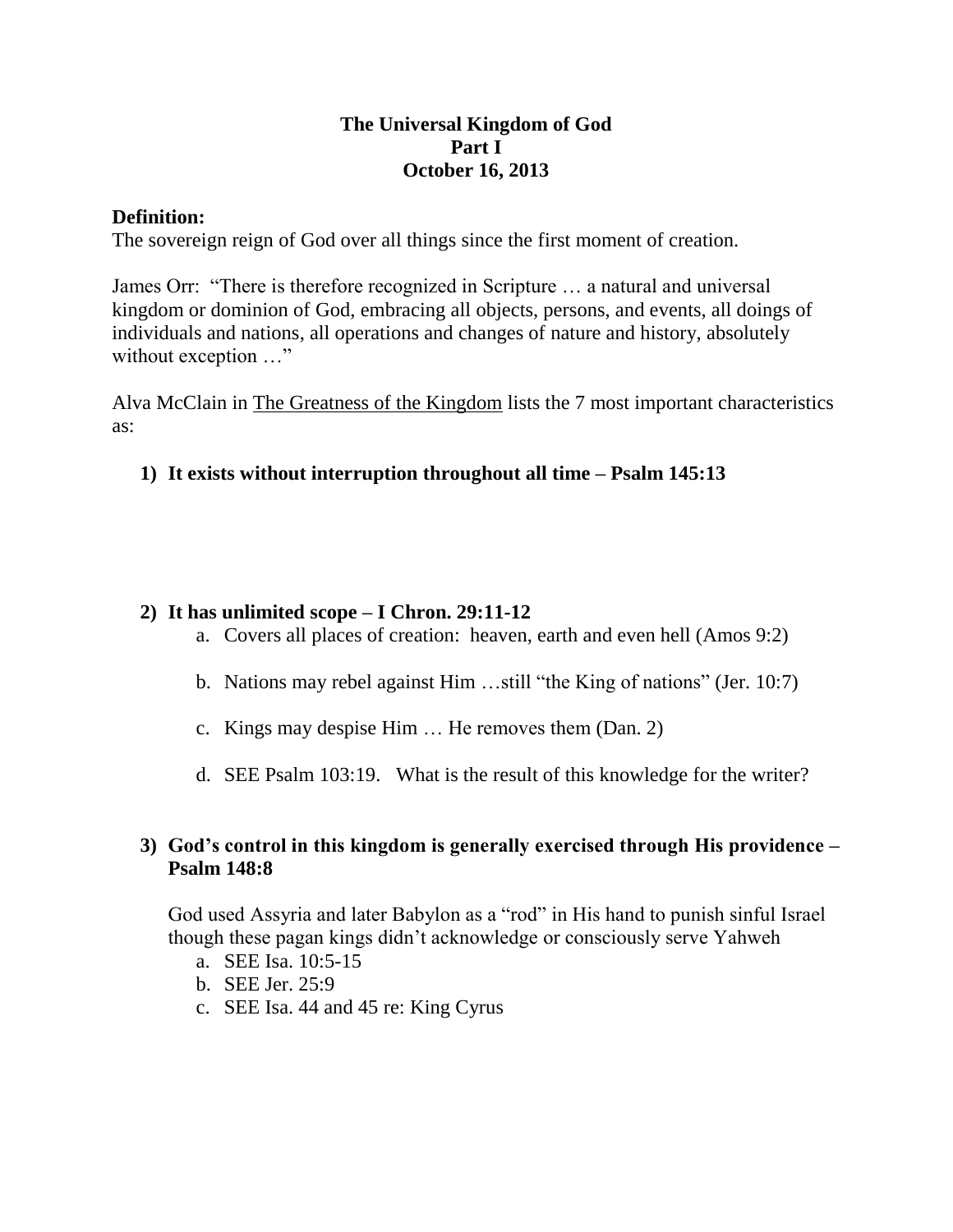# The Universal Kingdom of God
## Part I
### October 16, 2013

**Definition:**
The sovereign reign of God over all things since the first moment of creation.

James Orr: "There is therefore recognized in Scripture … a natural and universal kingdom or dominion of God, embracing all objects, persons, and events, all doings of individuals and nations, all operations and changes of nature and history, absolutely without exception …"

Alva McClain in The Greatness of the Kingdom lists the 7 most important characteristics as:

1) **It exists without interruption throughout all time – Psalm 145:13**

2) **It has unlimited scope – I Chron. 29:11-12**
   a. Covers all places of creation: heaven, earth and even hell (Amos 9:2)
   b. Nations may rebel against Him …still "the King of nations" (Jer. 10:7)
   c. Kings may despise Him … He removes them (Dan. 2)
   d. SEE Psalm 103:19. What is the result of this knowledge for the writer?

3) **God's control in this kingdom is generally exercised through His providence – Psalm 148:8**

   God used Assyria and later Babylon as a "rod" in His hand to punish sinful Israel though these pagan kings didn't acknowledge or consciously serve Yahweh
   a. SEE Isa. 10:5-15
   b. SEE Jer. 25:9
   c. SEE Isa. 44 and 45 re: King Cyrus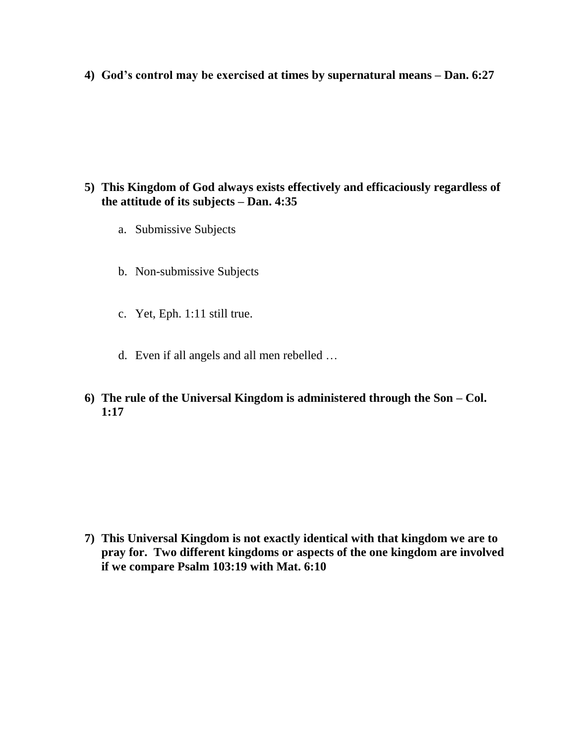**4) God's control may be exercised at times by supernatural means – Dan. 6:27**

**5) This Kingdom of God always exists effectively and efficaciously regardless of the attitude of its subjects – Dan. 4:35**

a. Submissive Subjects

b. Non-submissive Subjects

c. Yet, Eph. 1:11 still true.

d. Even if all angels and all men rebelled …

**6) The rule of the Universal Kingdom is administered through the Son – Col. 1:17**

**7) This Universal Kingdom is not exactly identical with that kingdom we are to pray for. Two different kingdoms or aspects of the one kingdom are involved if we compare Psalm 103:19 with Mat. 6:10**